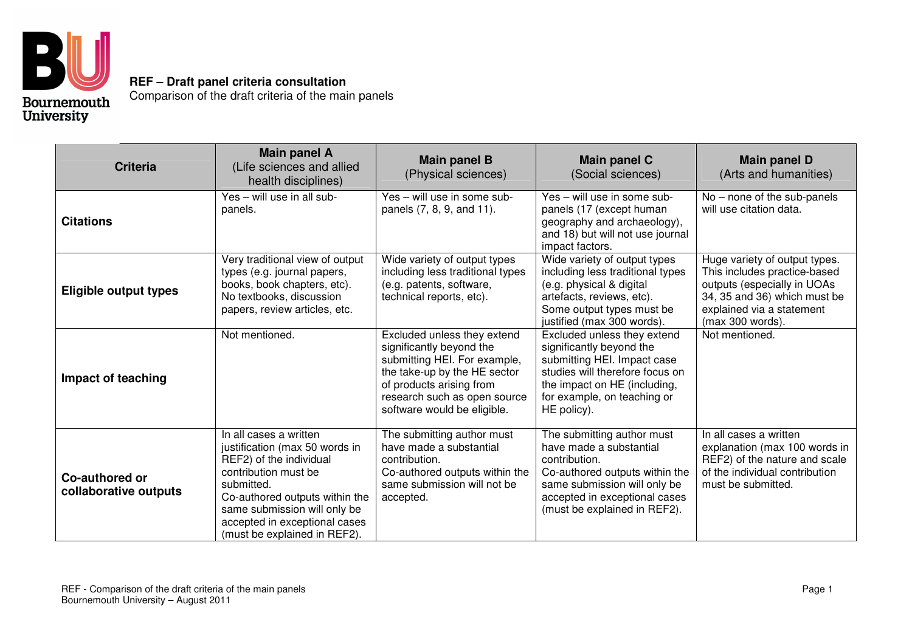**REF – Draft panel criteria consultation**
Comparison of the draft criteria of the main panels

| Criteria | Main panel A (Life sciences and allied health disciplines) | Main panel B (Physical sciences) | Main panel C (Social sciences) | Main panel D (Arts and humanities) |
|---|---|---|---|---|
| **Citations** | Yes – will use in all sub-panels. | Yes – will use in some sub-panels (7, 8, 9, and 11). | Yes – will use in some sub-panels (17 (except human geography and archaeology), and 18) but will not use journal impact factors. | No – none of the sub-panels will use citation data. |
| **Eligible output types** | Very traditional view of output types (e.g. journal papers, books, book chapters, etc). No textbooks, discussion papers, review articles, etc. | Wide variety of output types including less traditional types (e.g. patents, software, technical reports, etc). | Wide variety of output types including less traditional types (e.g. physical & digital artefacts, reviews, etc). Some output types must be justified (max 300 words). | Huge variety of output types. This includes practice-based outputs (especially in UOAs 34, 35 and 36) which must be explained via a statement (max 300 words). |
| **Impact of teaching** | Not mentioned. | Excluded unless they extend significantly beyond the submitting HEI. For example, the take-up by the HE sector of products arising from research such as open source software would be eligible. | Excluded unless they extend significantly beyond the submitting HEI. Impact case studies will therefore focus on the impact on HE (including, for example, on teaching or HE policy). | Not mentioned. |
| **Co-authored or collaborative outputs** | In all cases a written justification (max 50 words in REF2) of the individual contribution must be submitted. Co-authored outputs within the same submission will only be accepted in exceptional cases (must be explained in REF2). | The submitting author must have made a substantial contribution. Co-authored outputs within the same submission will not be accepted. | The submitting author must have made a substantial contribution. Co-authored outputs within the same submission will only be accepted in exceptional cases (must be explained in REF2). | In all cases a written explanation (max 100 words in REF2) of the nature and scale of the individual contribution must be submitted. |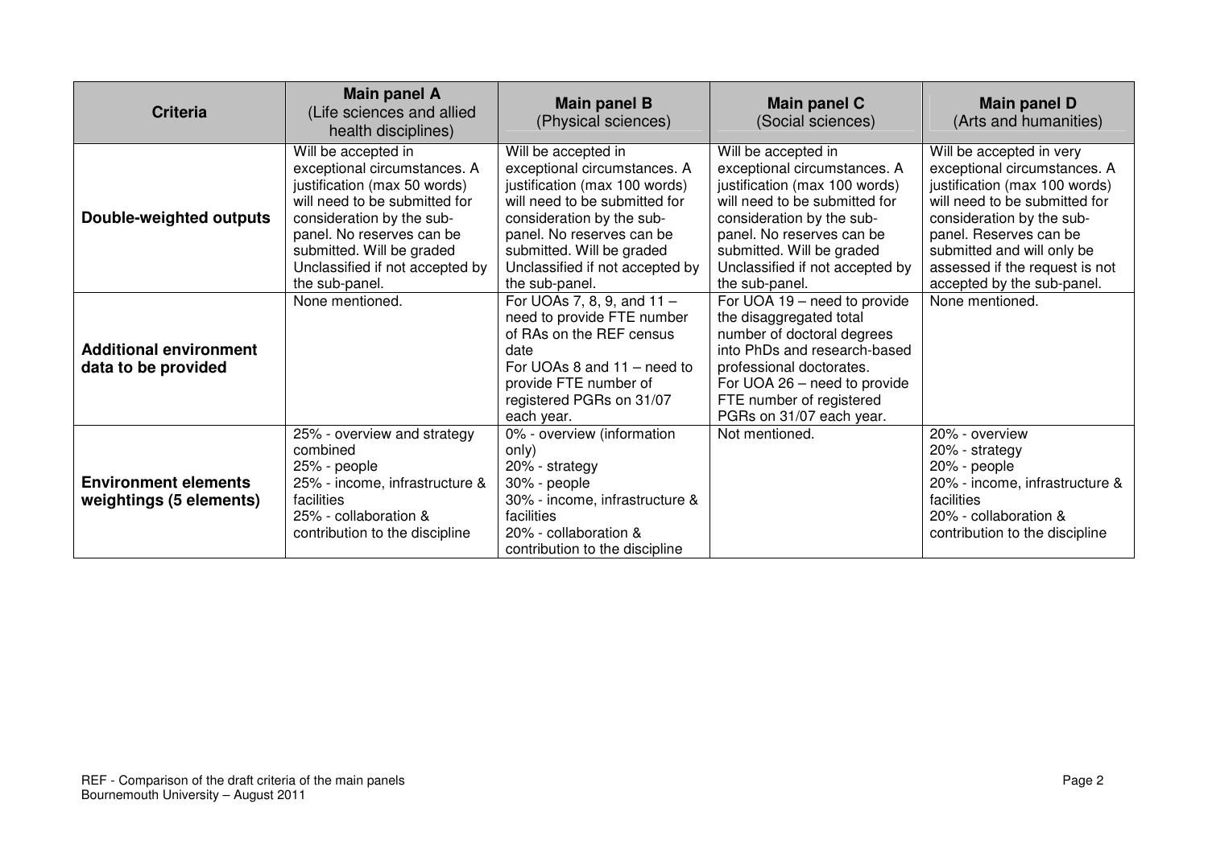| Criteria | Main panel A (Life sciences and allied health disciplines) | Main panel B (Physical sciences) | Main panel C (Social sciences) | Main panel D (Arts and humanities) |
|---|---|---|---|---|
| **Double-weighted outputs** | Will be accepted in exceptional circumstances. A justification (max 50 words) will need to be submitted for consideration by the sub-panel. No reserves can be submitted. Will be graded Unclassified if not accepted by the sub-panel. | Will be accepted in exceptional circumstances. A justification (max 100 words) will need to be submitted for consideration by the sub-panel. No reserves can be submitted. Will be graded Unclassified if not accepted by the sub-panel. | Will be accepted in exceptional circumstances. A justification (max 100 words) will need to be submitted for consideration by the sub-panel. No reserves can be submitted. Will be graded Unclassified if not accepted by the sub-panel. | Will be accepted in very exceptional circumstances. A justification (max 100 words) will need to be submitted for consideration by the sub-panel. Reserves can be submitted and will only be assessed if the request is not accepted by the sub-panel. |
| **Additional environment data to be provided** | None mentioned. | For UOAs 7, 8, 9, and 11 – need to provide FTE number of RAs on the REF census date<br>For UOAs 8 and 11 – need to provide FTE number of registered PGRs on 31/07 each year. | For UOA 19 – need to provide the disaggregated total number of doctoral degrees into PhDs and research-based professional doctorates.<br>For UOA 26 – need to provide FTE number of registered PGRs on 31/07 each year. | None mentioned. |
| **Environment elements weightings (5 elements)** | 25% - overview and strategy combined<br>25% - people<br>25% - income, infrastructure & facilities<br>25% - collaboration & contribution to the discipline | 0% - overview (information only)<br>20% - strategy<br>30% - people<br>30% - income, infrastructure & facilities<br>20% - collaboration & contribution to the discipline | Not mentioned. | 20% - overview<br>20% - strategy<br>20% - people<br>20% - income, infrastructure & facilities<br>20% - collaboration & contribution to the discipline |